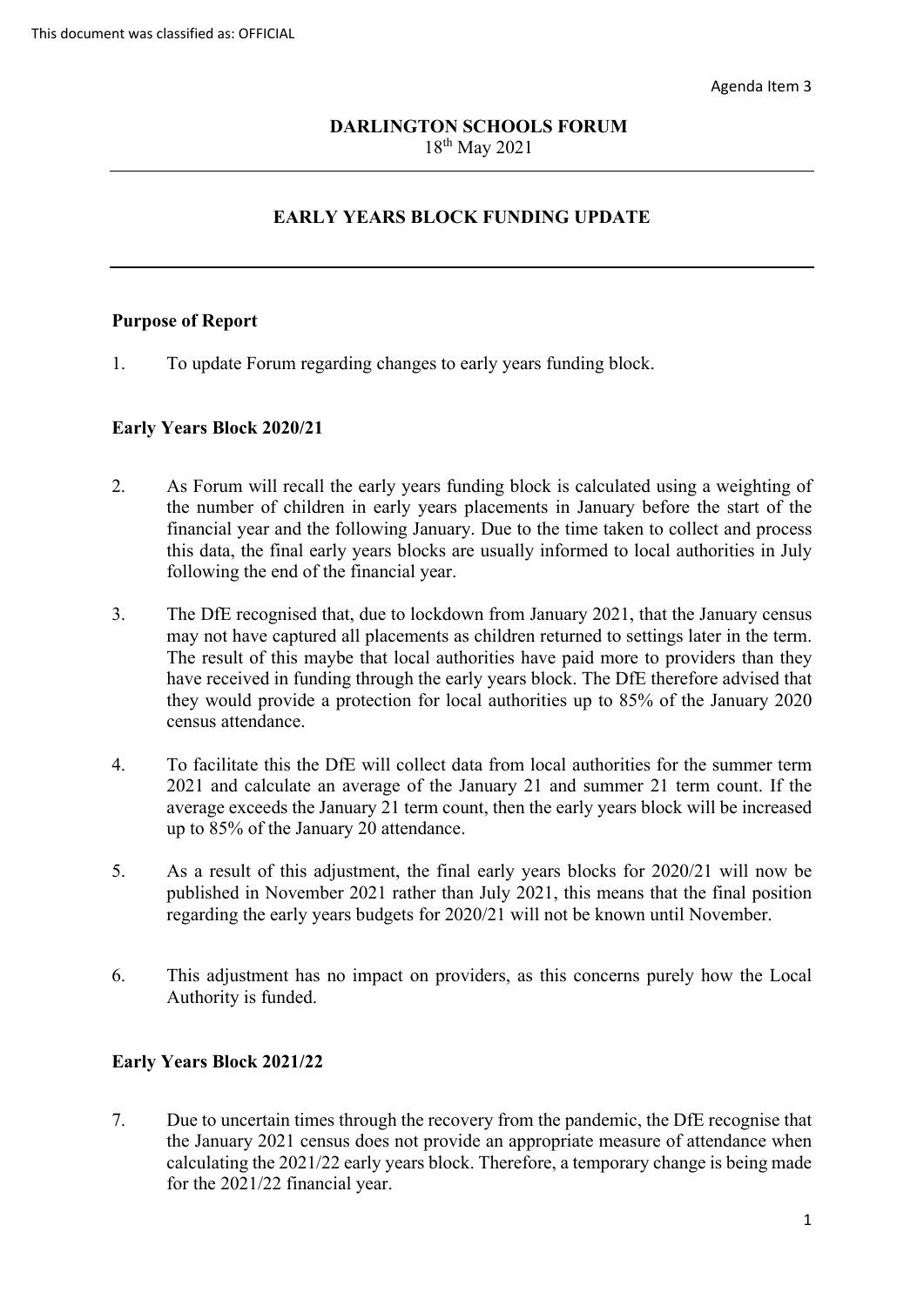This document was classified as: OFFICIAL

Agenda Item 3

**DARLINGTON SCHOOLS FORUM**
18th May 2021

---

## EARLY YEARS BLOCK FUNDING UPDATE

---

### Purpose of Report

1. To update Forum regarding changes to early years funding block.

### Early Years Block 2020/21

2. As Forum will recall the early years funding block is calculated using a weighting of the number of children in early years placements in January before the start of the financial year and the following January. Due to the time taken to collect and process this data, the final early years blocks are usually informed to local authorities in July following the end of the financial year.

3. The DfE recognised that, due to lockdown from January 2021, that the January census may not have captured all placements as children returned to settings later in the term. The result of this maybe that local authorities have paid more to providers than they have received in funding through the early years block. The DfE therefore advised that they would provide a protection for local authorities up to 85% of the January 2020 census attendance.

4. To facilitate this the DfE will collect data from local authorities for the summer term 2021 and calculate an average of the January 21 and summer 21 term count. If the average exceeds the January 21 term count, then the early years block will be increased up to 85% of the January 20 attendance.

5. As a result of this adjustment, the final early years blocks for 2020/21 will now be published in November 2021 rather than July 2021, this means that the final position regarding the early years budgets for 2020/21 will not be known until November.

6. This adjustment has no impact on providers, as this concerns purely how the Local Authority is funded.

### Early Years Block 2021/22

7. Due to uncertain times through the recovery from the pandemic, the DfE recognise that the January 2021 census does not provide an appropriate measure of attendance when calculating the 2021/22 early years block. Therefore, a temporary change is being made for the 2021/22 financial year.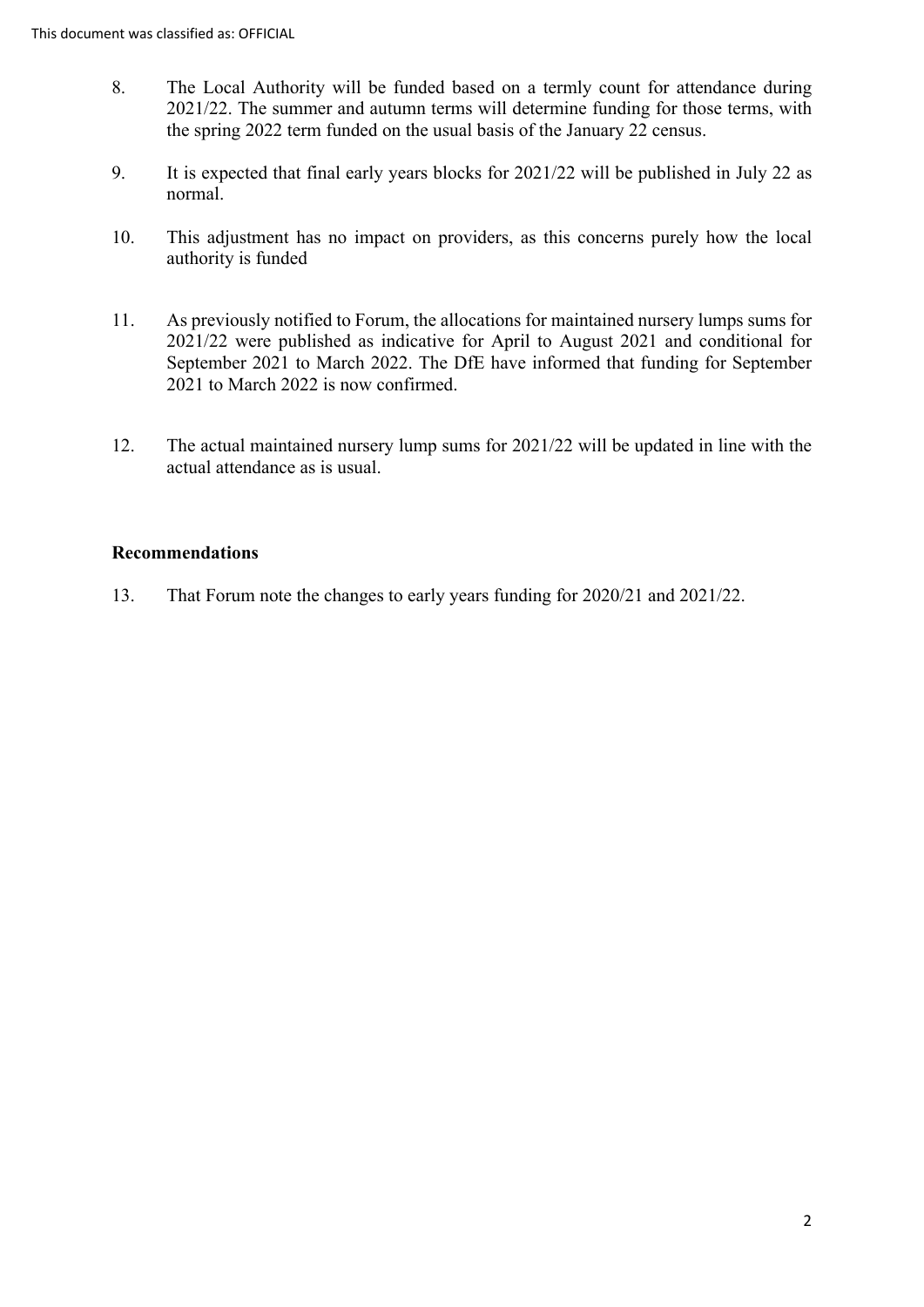8. The Local Authority will be funded based on a termly count for attendance during 2021/22. The summer and autumn terms will determine funding for those terms, with the spring 2022 term funded on the usual basis of the January 22 census.

9. It is expected that final early years blocks for 2021/22 will be published in July 22 as normal.

10. This adjustment has no impact on providers, as this concerns purely how the local authority is funded

11. As previously notified to Forum, the allocations for maintained nursery lumps sums for 2021/22 were published as indicative for April to August 2021 and conditional for September 2021 to March 2022. The DfE have informed that funding for September 2021 to March 2022 is now confirmed.

12. The actual maintained nursery lump sums for 2021/22 will be updated in line with the actual attendance as is usual.

**Recommendations**

13. That Forum note the changes to early years funding for 2020/21 and 2021/22.